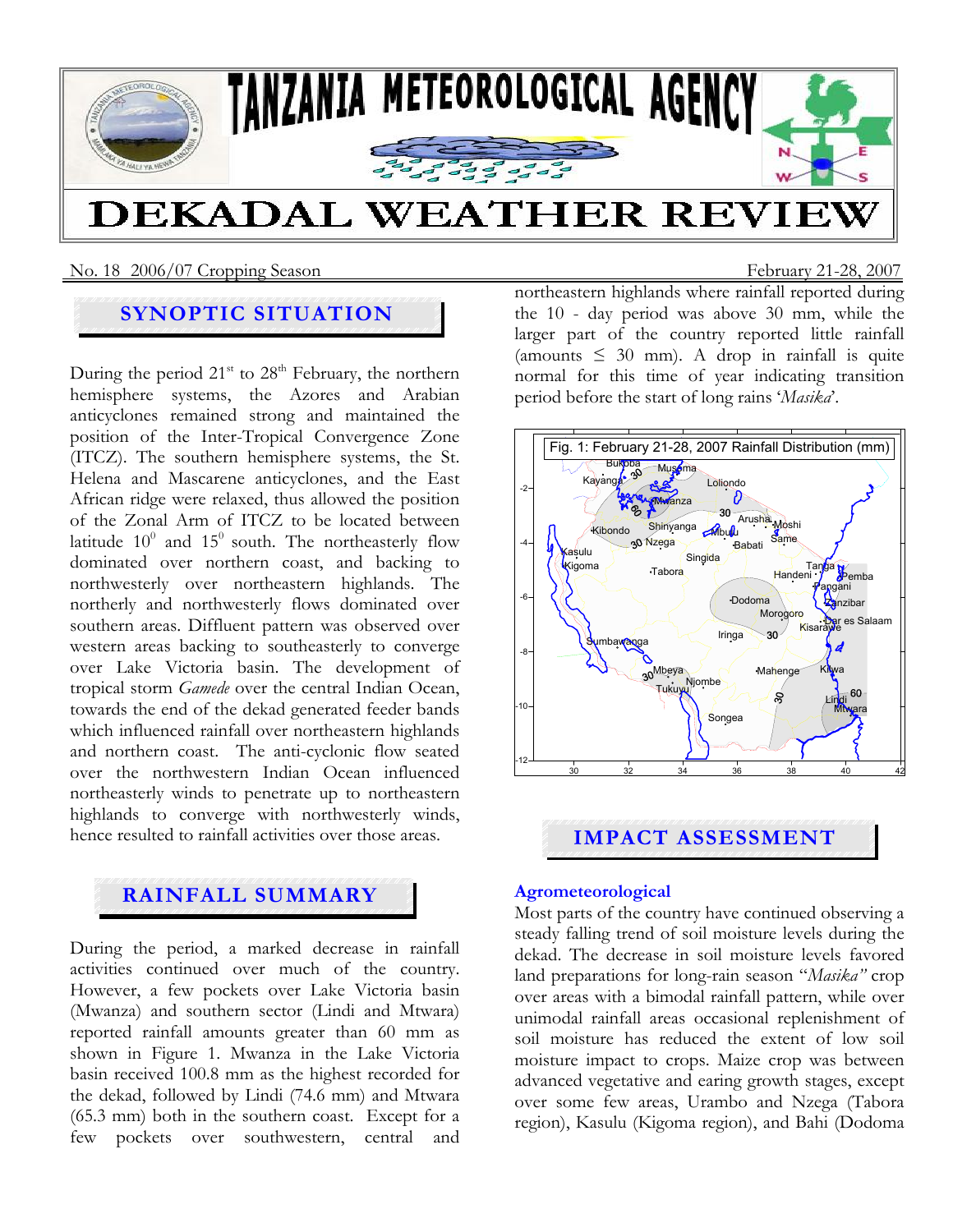# TANZANIA METEOROLOGICAL AGENCY

# DEKADAL WEATHER REVIEW

No. 18 2006/07 Cropping Season — February 21-28, 2007

## SYNOPTIC SITUATION

During the period 21st to 28th February, the northern hemisphere systems, the Azores and Arabian anticyclones remained strong and maintained the position of the Inter-Tropical Convergence Zone (ITCZ). The southern hemisphere systems, the St. Helena and Mascarene anticyclones, and the East African ridge were relaxed, thus allowed the position of the Zonal Arm of ITCZ to be located between latitude $10^0$ and $15^0$ south. The northeasterly flow dominated over northern coast, and backing to northwesterly over northeastern highlands. The northerly and northwesterly flows dominated over southern areas. Diffluent pattern was observed over western areas backing to southeasterly to converge over Lake Victoria basin. The development of tropical storm *Gamede* over the central Indian Ocean, towards the end of the dekad generated feeder bands which influenced rainfall over northeastern highlands and northern coast. The anti-cyclonic flow seated over the northwestern Indian Ocean influenced northeasterly winds to penetrate up to northeastern highlands to converge with northwesterly winds, hence resulted to rainfall activities over those areas.

## RAINFALL SUMMARY

During the period, a marked decrease in rainfall activities continued over much of the country. However, a few pockets over Lake Victoria basin (Mwanza) and southern sector (Lindi and Mtwara) reported rainfall amounts greater than 60 mm as shown in Figure 1. Mwanza in the Lake Victoria basin received 100.8 mm as the highest recorded for the dekad, followed by Lindi (74.6 mm) and Mtwara (65.3 mm) both in the southern coast. Except for a few pockets over southwestern, central and northeastern highlands where rainfall reported during the 10 - day period was above 30 mm, while the larger part of the country reported little rainfall (amounts ≤ 30 mm). A drop in rainfall is quite normal for this time of year indicating transition period before the start of long rains '*Masika*'.

Fig. 1: February 21-28, 2007 Rainfall Distribution (mm)

## IMPACT ASSESSMENT

### Agrometeorological

Most parts of the country have continued observing a steady falling trend of soil moisture levels during the dekad. The decrease in soil moisture levels favored land preparations for long-rain season "*Masika"* crop over areas with a bimodal rainfall pattern, while over unimodal rainfall areas occasional replenishment of soil moisture has reduced the extent of low soil moisture impact to crops. Maize crop was between advanced vegetative and earing growth stages, except over some few areas, Urambo and Nzega (Tabora region), Kasulu (Kigoma region), and Bahi (Dodoma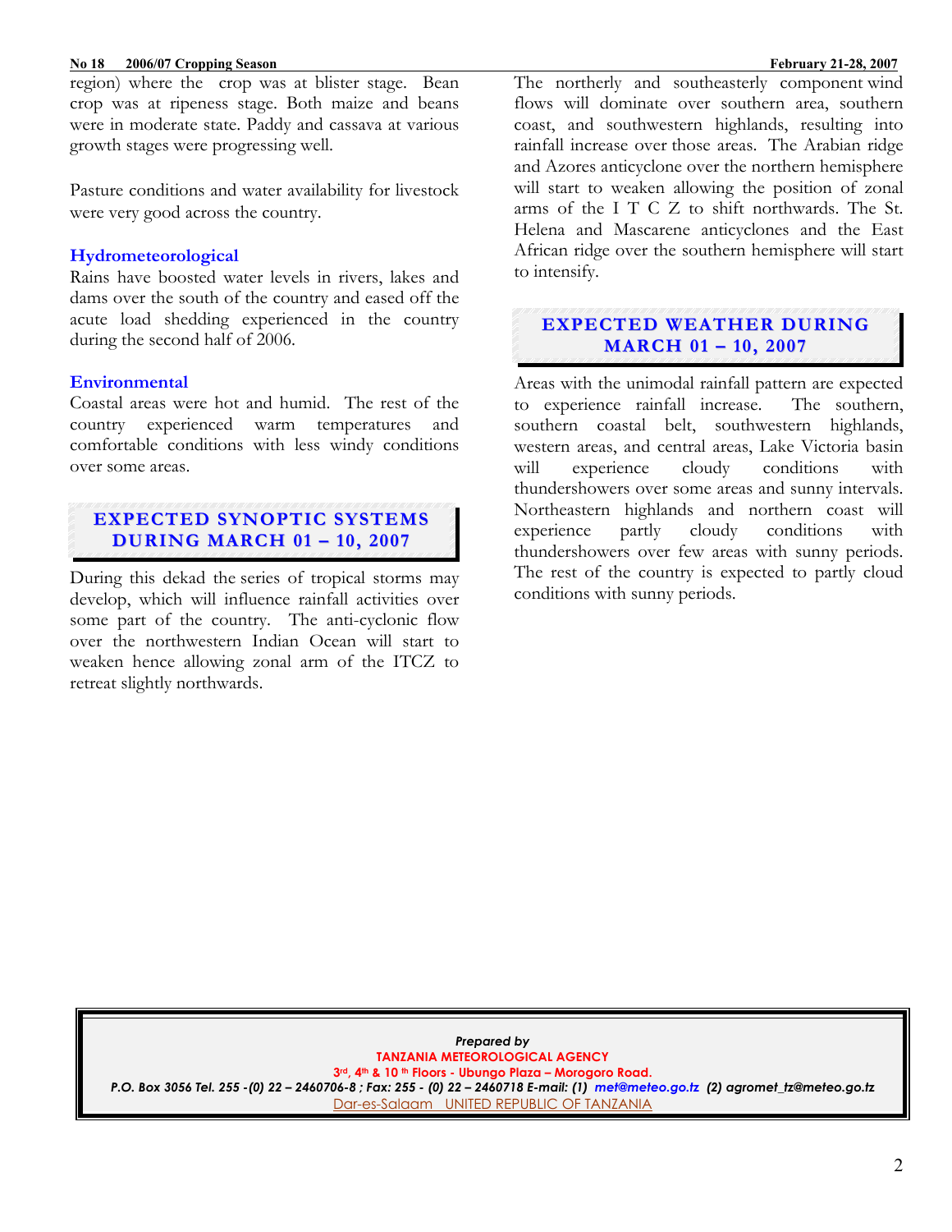region) where the crop was at blister stage. Bean crop was at ripeness stage. Both maize and beans were in moderate state. Paddy and cassava at various growth stages were progressing well.

Pasture conditions and water availability for livestock were very good across the country.

### Hydrometeorological

Rains have boosted water levels in rivers, lakes and dams over the south of the country and eased off the acute load shedding experienced in the country during the second half of 2006.

### Environmental

Coastal areas were hot and humid. The rest of the country experienced warm temperatures and comfortable conditions with less windy conditions over some areas.

## EXPECTED SYNOPTIC SYSTEMS DURING MARCH 01 – 10, 2007

During this dekad the series of tropical storms may develop, which will influence rainfall activities over some part of the country. The anti-cyclonic flow over the northwestern Indian Ocean will start to weaken hence allowing zonal arm of the ITCZ to retreat slightly northwards.

The northerly and southeasterly component wind flows will dominate over southern area, southern coast, and southwestern highlands, resulting into rainfall increase over those areas. The Arabian ridge and Azores anticyclone over the northern hemisphere will start to weaken allowing the position of zonal arms of the I T C Z to shift northwards. The St. Helena and Mascarene anticyclones and the East African ridge over the southern hemisphere will start to intensify.

## EXPECTED WEATHER DURING MARCH 01 – 10, 2007

Areas with the unimodal rainfall pattern are expected to experience rainfall increase. The southern, southern coastal belt, southwestern highlands, western areas, and central areas, Lake Victoria basin will experience cloudy conditions with thundershowers over some areas and sunny intervals. Northeastern highlands and northern coast will experience partly cloudy conditions with thundershowers over few areas with sunny periods. The rest of the country is expected to partly cloud conditions with sunny periods.

*Prepared by*
**TANZANIA METEOROLOGICAL AGENCY**
**3rd, 4th & 10 th Floors - Ubungo Plaza – Morogoro Road.**
*P.O. Box 3056 Tel. 255 -(0) 22 – 2460706-8 ; Fax: 255 - (0) 22 – 2460718 E-mail: (1) met@meteo.go.tz (2) agromet_tz@meteo.go.tz*
Dar-es-Salaam UNITED REPUBLIC OF TANZANIA